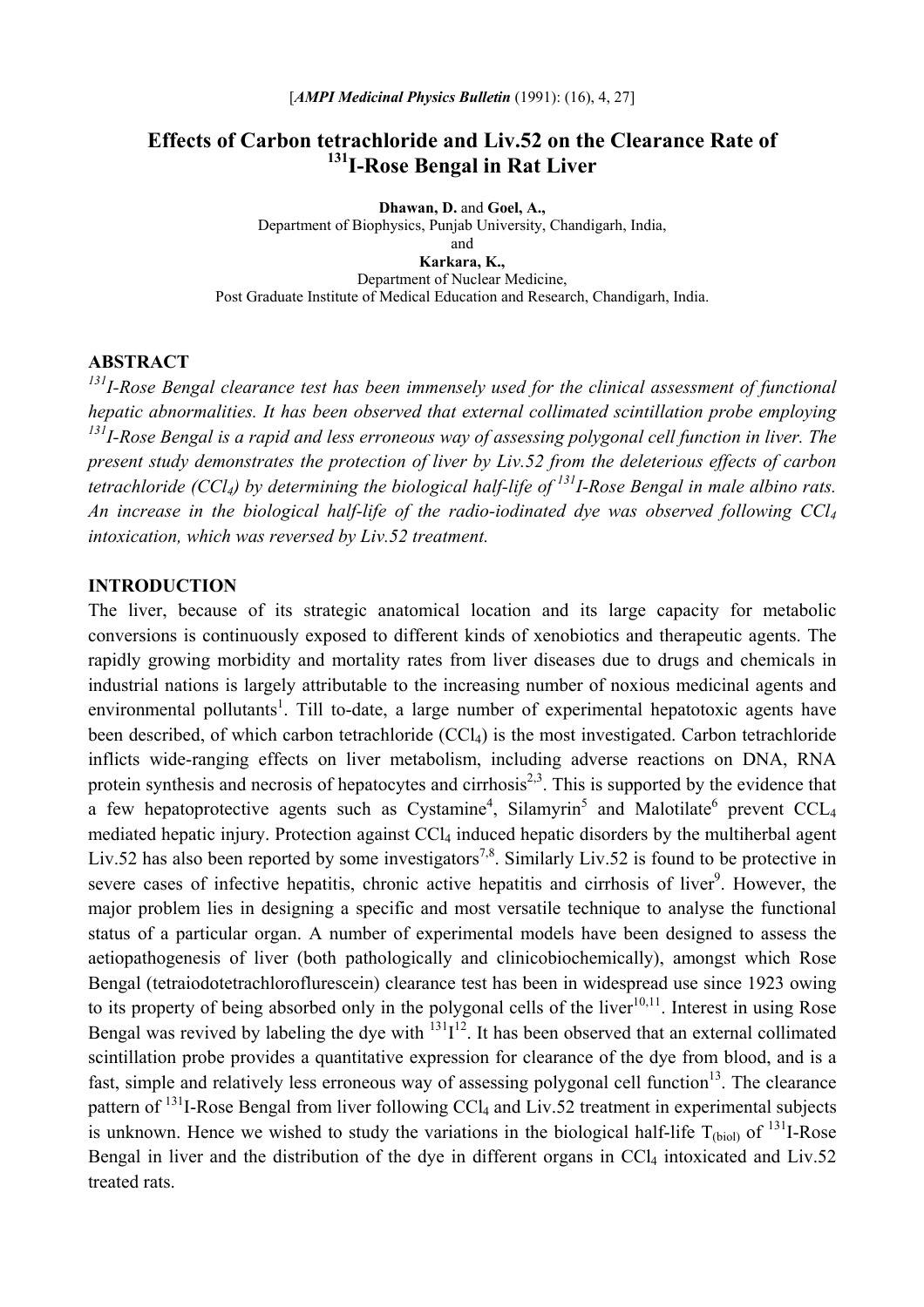[*AMPI Medicinal Physics Bulletin* (1991): (16), 4, 27]

# Effects of Carbon tetrachloride and Liv.52 on the Clearance Rate of $^{131}$I-Rose Bengal in Rat Liver

**Dhawan, D.** and **Goel, A.,**
Department of Biophysics, Punjab University, Chandigarh, India,
and
**Karkara, K.,**
Department of Nuclear Medicine,
Post Graduate Institute of Medical Education and Research, Chandigarh, India.

## ABSTRACT

*$^{131}$I-Rose Bengal clearance test has been immensely used for the clinical assessment of functional hepatic abnormalities. It has been observed that external collimated scintillation probe employing $^{131}$I-Rose Bengal is a rapid and less erroneous way of assessing polygonal cell function in liver. The present study demonstrates the protection of liver by Liv.52 from the deleterious effects of carbon tetrachloride ($CCl_4$) by determining the biological half-life of $^{131}$I-Rose Bengal in male albino rats. An increase in the biological half-life of the radio-iodinated dye was observed following $CCl_4$ intoxication, which was reversed by Liv.52 treatment.*

## INTRODUCTION

The liver, because of its strategic anatomical location and its large capacity for metabolic conversions is continuously exposed to different kinds of xenobiotics and therapeutic agents. The rapidly growing morbidity and mortality rates from liver diseases due to drugs and chemicals in industrial nations is largely attributable to the increasing number of noxious medicinal agents and environmental pollutants[1]. Till to-date, a large number of experimental hepatotoxic agents have been described, of which carbon tetrachloride ($CCl_4$) is the most investigated. Carbon tetrachloride inflicts wide-ranging effects on liver metabolism, including adverse reactions on DNA, RNA protein synthesis and necrosis of hepatocytes and cirrhosis[2,3]. This is supported by the evidence that a few hepatoprotective agents such as Cystamine[4], Silamyrin[5] and Malotilate[6] prevent $CCL_4$ mediated hepatic injury. Protection against $CCl_4$ induced hepatic disorders by the multiherbal agent Liv.52 has also been reported by some investigators[7,8]. Similarly Liv.52 is found to be protective in severe cases of infective hepatitis, chronic active hepatitis and cirrhosis of liver[9]. However, the major problem lies in designing a specific and most versatile technique to analyse the functional status of a particular organ. A number of experimental models have been designed to assess the aetiopathogenesis of liver (both pathologically and clinicobiochemically), amongst which Rose Bengal (tetraiodotetrachloroflurescein) clearance test has been in widespread use since 1923 owing to its property of being absorbed only in the polygonal cells of the liver[10,11]. Interest in using Rose Bengal was revived by labeling the dye with $^{131}$I[12]. It has been observed that an external collimated scintillation probe provides a quantitative expression for clearance of the dye from blood, and is a fast, simple and relatively less erroneous way of assessing polygonal cell function[13]. The clearance pattern of $^{131}$I-Rose Bengal from liver following $CCl_4$ and Liv.52 treatment in experimental subjects is unknown. Hence we wished to study the variations in the biological half-life $T_{(biol)}$ of $^{131}$I-Rose Bengal in liver and the distribution of the dye in different organs in $CCl_4$ intoxicated and Liv.52 treated rats.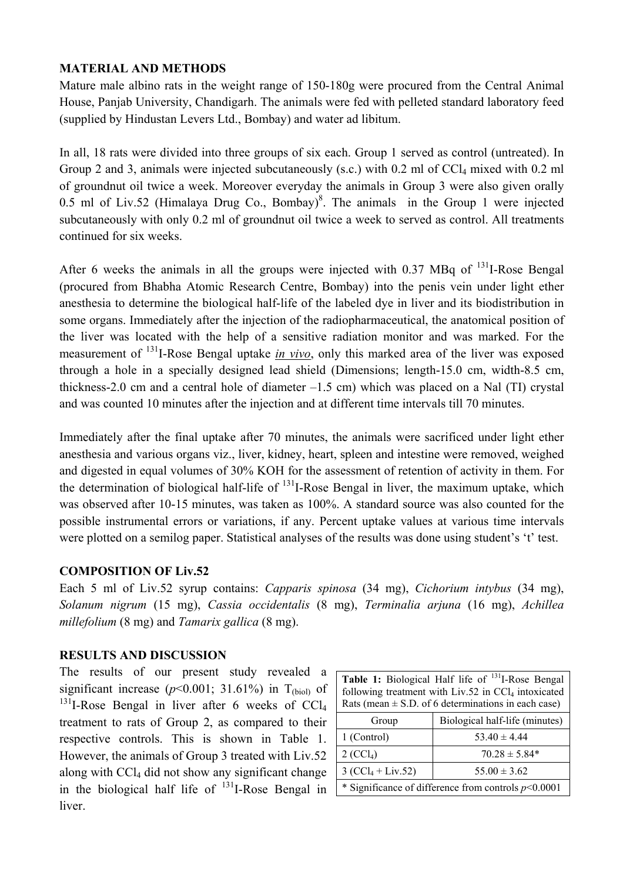## MATERIAL AND METHODS

Mature male albino rats in the weight range of 150-180g were procured from the Central Animal House, Panjab University, Chandigarh. The animals were fed with pelleted standard laboratory feed (supplied by Hindustan Levers Ltd., Bombay) and water ad libitum.

In all, 18 rats were divided into three groups of six each. Group 1 served as control (untreated). In Group 2 and 3, animals were injected subcutaneously (s.c.) with 0.2 ml of $CCl_4$ mixed with 0.2 ml of groundnut oil twice a week. Moreover everyday the animals in Group 3 were also given orally 0.5 ml of Liv.52 (Himalaya Drug Co., Bombay)[8]. The animals in the Group 1 were injected subcutaneously with only 0.2 ml of groundnut oil twice a week to served as control. All treatments continued for six weeks.

After 6 weeks the animals in all the groups were injected with 0.37 MBq of $^{131}$I-Rose Bengal (procured from Bhabha Atomic Research Centre, Bombay) into the penis vein under light ether anesthesia to determine the biological half-life of the labeled dye in liver and its biodistribution in some organs. Immediately after the injection of the radiopharmaceutical, the anatomical position of the liver was located with the help of a sensitive radiation monitor and was marked. For the measurement of $^{131}$I-Rose Bengal uptake *in vivo*, only this marked area of the liver was exposed through a hole in a specially designed lead shield (Dimensions; length-15.0 cm, width-8.5 cm, thickness-2.0 cm and a central hole of diameter –1.5 cm) which was placed on a Nal (TI) crystal and was counted 10 minutes after the injection and at different time intervals till 70 minutes.

Immediately after the final uptake after 70 minutes, the animals were sacrificed under light ether anesthesia and various organs viz., liver, kidney, heart, spleen and intestine were removed, weighed and digested in equal volumes of 30% KOH for the assessment of retention of activity in them. For the determination of biological half-life of $^{131}$I-Rose Bengal in liver, the maximum uptake, which was observed after 10-15 minutes, was taken as 100%. A standard source was also counted for the possible instrumental errors or variations, if any. Percent uptake values at various time intervals were plotted on a semilog paper. Statistical analyses of the results was done using student's 't' test.

## COMPOSITION OF Liv.52

Each 5 ml of Liv.52 syrup contains: *Capparis spinosa* (34 mg), *Cichorium intybus* (34 mg), *Solanum nigrum* (15 mg), *Cassia occidentalis* (8 mg), *Terminalia arjuna* (16 mg), *Achillea millefolium* (8 mg) and *Tamarix gallica* (8 mg).

## RESULTS AND DISCUSSION

The results of our present study revealed a significant increase ($p<0.001$; 31.61%) in $T_{(biol)}$ of $^{131}$I-Rose Bengal in liver after 6 weeks of $CCl_4$ treatment to rats of Group 2, as compared to their respective controls. This is shown in Table 1. However, the animals of Group 3 treated with Liv.52 along with $CCl_4$ did not show any significant change in the biological half life of $^{131}$I-Rose Bengal in liver.

**Table 1:** Biological Half life of $^{131}$I-Rose Bengal following treatment with Liv.52 in $CCl_4$ intoxicated Rats (mean ± S.D. of 6 determinations in each case)

| Group | Biological half-life (minutes) |
|---|---|
| 1 (Control) | 53.40 ± 4.44 |
| 2 ($CCl_4$) | 70.28 ± 5.84* |
| 3 ($CCl_4$ + Liv.52) | 55.00 ± 3.62 |

\* Significance of difference from controls $p<0.0001$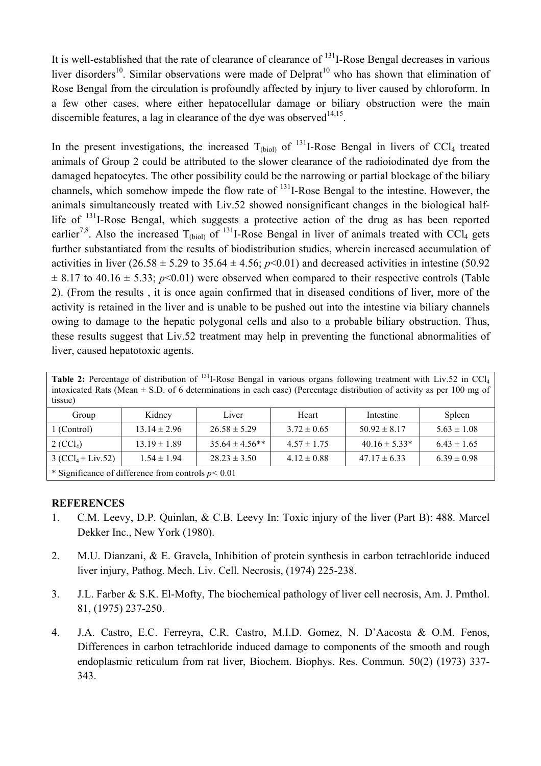It is well-established that the rate of clearance of clearance of $^{131}$I-Rose Bengal decreases in various liver disorders[10]. Similar observations were made of Delprat[10] who has shown that elimination of Rose Bengal from the circulation is profoundly affected by injury to liver caused by chloroform. In a few other cases, where either hepatocellular damage or biliary obstruction were the main discernible features, a lag in clearance of the dye was observed[14,15].

In the present investigations, the increased $T_{(biol)}$ of $^{131}$I-Rose Bengal in livers of $CCl_4$ treated animals of Group 2 could be attributed to the slower clearance of the radioiodinated dye from the damaged hepatocytes. The other possibility could be the narrowing or partial blockage of the biliary channels, which somehow impede the flow rate of $^{131}$I-Rose Bengal to the intestine. However, the animals simultaneously treated with Liv.52 showed nonsignificant changes in the biological half-life of $^{131}$I-Rose Bengal, which suggests a protective action of the drug as has been reported earlier[7,8]. Also the increased $T_{(biol)}$ of $^{131}$I-Rose Bengal in liver of animals treated with $CCl_4$ gets further substantiated from the results of biodistribution studies, wherein increased accumulation of activities in liver (26.58 ± 5.29 to 35.64 ± 4.56; $p$<0.01) and decreased activities in intestine (50.92 ± 8.17 to 40.16 ± 5.33; $p$<0.01) were observed when compared to their respective controls (Table 2). (From the results , it is once again confirmed that in diseased conditions of liver, more of the activity is retained in the liver and is unable to be pushed out into the intestine via biliary channels owing to damage to the hepatic polygonal cells and also to a probable biliary obstruction. Thus, these results suggest that Liv.52 treatment may help in preventing the functional abnormalities of liver, caused hepatotoxic agents.

**Table 2:** Percentage of distribution of $^{131}$I-Rose Bengal in various organs following treatment with Liv.52 in $CCl_4$ intoxicated Rats (Mean ± S.D. of 6 determinations in each case) (Percentage distribution of activity as per 100 mg of tissue)

| Group | Kidney | Liver | Heart | Intestine | Spleen |
|---|---|---|---|---|---|
| 1 (Control) | 13.14 ± 2.96 | 26.58 ± 5.29 | 3.72 ± 0.65 | 50.92 ± 8.17 | 5.63 ± 1.08 |
| 2 ($CCl_4$) | 13.19 ± 1.89 | 35.64 ± 4.56** | 4.57 ± 1.75 | 40.16 ± 5.33* | 6.43 ± 1.65 |
| 3 ($CCl_4$ + Liv.52) | 1.54 ± 1.94 | 28.23 ± 3.50 | 4.12 ± 0.88 | 47.17 ± 6.33 | 6.39 ± 0.98 |

\* Significance of difference from controls $p$< 0.01

## REFERENCES

1. C.M. Leevy, D.P. Quinlan, & C.B. Leevy In: Toxic injury of the liver (Part B): 488. Marcel Dekker Inc., New York (1980).

2. M.U. Dianzani, & E. Gravela, Inhibition of protein synthesis in carbon tetrachloride induced liver injury, Pathog. Mech. Liv. Cell. Necrosis, (1974) 225-238.

3. J.L. Farber & S.K. El-Mofty, The biochemical pathology of liver cell necrosis, Am. J. Pmthol. 81, (1975) 237-250.

4. J.A. Castro, E.C. Ferreyra, C.R. Castro, M.I.D. Gomez, N. D'Aacosta & O.M. Fenos, Differences in carbon tetrachloride induced damage to components of the smooth and rough endoplasmic reticulum from rat liver, Biochem. Biophys. Res. Commun. 50(2) (1973) 337-343.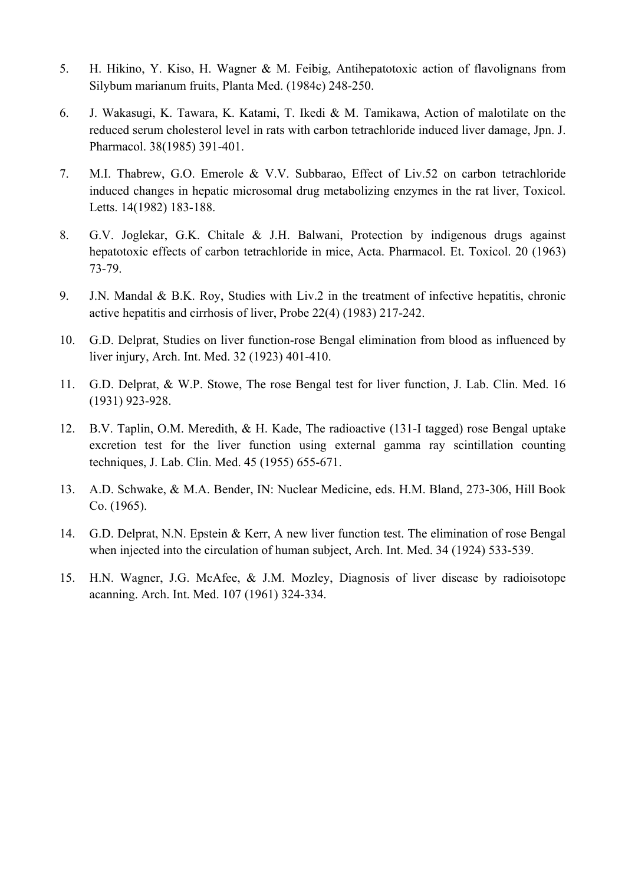5. H. Hikino, Y. Kiso, H. Wagner & M. Feibig, Antihepatotoxic action of flavolignans from Silybum marianum fruits, Planta Med. (1984c) 248-250.

6. J. Wakasugi, K. Tawara, K. Katami, T. Ikedi & M. Tamikawa, Action of malotilate on the reduced serum cholesterol level in rats with carbon tetrachloride induced liver damage, Jpn. J. Pharmacol. 38(1985) 391-401.

7. M.I. Thabrew, G.O. Emerole & V.V. Subbarao, Effect of Liv.52 on carbon tetrachloride induced changes in hepatic microsomal drug metabolizing enzymes in the rat liver, Toxicol. Letts. 14(1982) 183-188.

8. G.V. Joglekar, G.K. Chitale & J.H. Balwani, Protection by indigenous drugs against hepatotoxic effects of carbon tetrachloride in mice, Acta. Pharmacol. Et. Toxicol. 20 (1963) 73-79.

9. J.N. Mandal & B.K. Roy, Studies with Liv.2 in the treatment of infective hepatitis, chronic active hepatitis and cirrhosis of liver, Probe 22(4) (1983) 217-242.

10. G.D. Delprat, Studies on liver function-rose Bengal elimination from blood as influenced by liver injury, Arch. Int. Med. 32 (1923) 401-410.

11. G.D. Delprat, & W.P. Stowe, The rose Bengal test for liver function, J. Lab. Clin. Med. 16 (1931) 923-928.

12. B.V. Taplin, O.M. Meredith, & H. Kade, The radioactive (131-I tagged) rose Bengal uptake excretion test for the liver function using external gamma ray scintillation counting techniques, J. Lab. Clin. Med. 45 (1955) 655-671.

13. A.D. Schwake, & M.A. Bender, IN: Nuclear Medicine, eds. H.M. Bland, 273-306, Hill Book Co. (1965).

14. G.D. Delprat, N.N. Epstein & Kerr, A new liver function test. The elimination of rose Bengal when injected into the circulation of human subject, Arch. Int. Med. 34 (1924) 533-539.

15. H.N. Wagner, J.G. McAfee, & J.M. Mozley, Diagnosis of liver disease by radioisotope acanning. Arch. Int. Med. 107 (1961) 324-334.